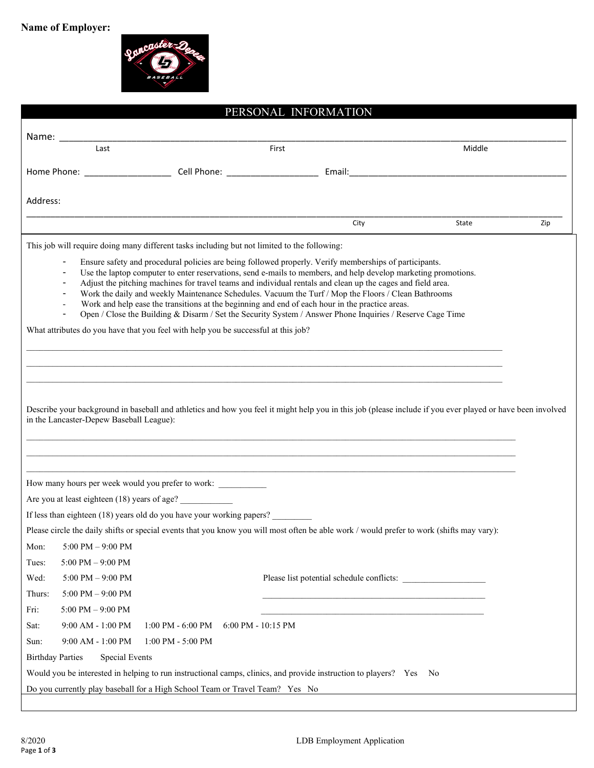**Name of Employer:**

## PERSONAL INFORMATION

Name: ______________________________________________________________________________
Last First Middle

Home Phone: _________________ Cell Phone: __________________ Email:_____________________________________________

Address:

______________________________________________________________________________________________
City State Zip

This job will require doing many different tasks including but not limited to the following:

- Ensure safety and procedural policies are being followed properly. Verify memberships of participants.
- Use the laptop computer to enter reservations, send e-mails to members, and help develop marketing promotions.
- Adjust the pitching machines for travel teams and individual rentals and clean up the cages and field area.
- Work the daily and weekly Maintenance Schedules. Vacuum the Turf / Mop the Floors / Clean Bathrooms
- Work and help ease the transitions at the beginning and end of each hour in the practice areas.
- Open / Close the Building & Disarm / Set the Security System / Answer Phone Inquiries / Reserve Cage Time

What attributes do you have that you feel with help you be successful at this job?

______________________________________________________________________________________________

______________________________________________________________________________________________

______________________________________________________________________________________________

Describe your background in baseball and athletics and how you feel it might help you in this job (please include if you ever played or have been involved in the Lancaster-Depew Baseball League):

______________________________________________________________________________________________

______________________________________________________________________________________________

______________________________________________________________________________________________

How many hours per week would you prefer to work: ___________

Are you at least eighteen (18) years of age? ____________

If less than eighteen (18) years old do you have your working papers? _________

Please circle the daily shifts or special events that you know you will most often be able work / would prefer to work (shifts may vary):

Mon: 5:00 PM – 9:00 PM

Tues: 5:00 PM – 9:00 PM

Wed: 5:00 PM – 9:00 PM

Thurs: 5:00 PM – 9:00 PM

Fri: 5:00 PM – 9:00 PM

Sat: 9:00 AM - 1:00 PM 1:00 PM - 6:00 PM 6:00 PM - 10:15 PM

Sun: 9:00 AM - 1:00 PM 1:00 PM - 5:00 PM

Birthday Parties Special Events

Please list potential schedule conflicts: ___________________

_____________________________________________________

_____________________________________________________

Would you be interested in helping to run instructional camps, clinics, and provide instruction to players? Yes No

Do you currently play baseball for a High School Team or Travel Team? Yes No

8/2020 LDB Employment Application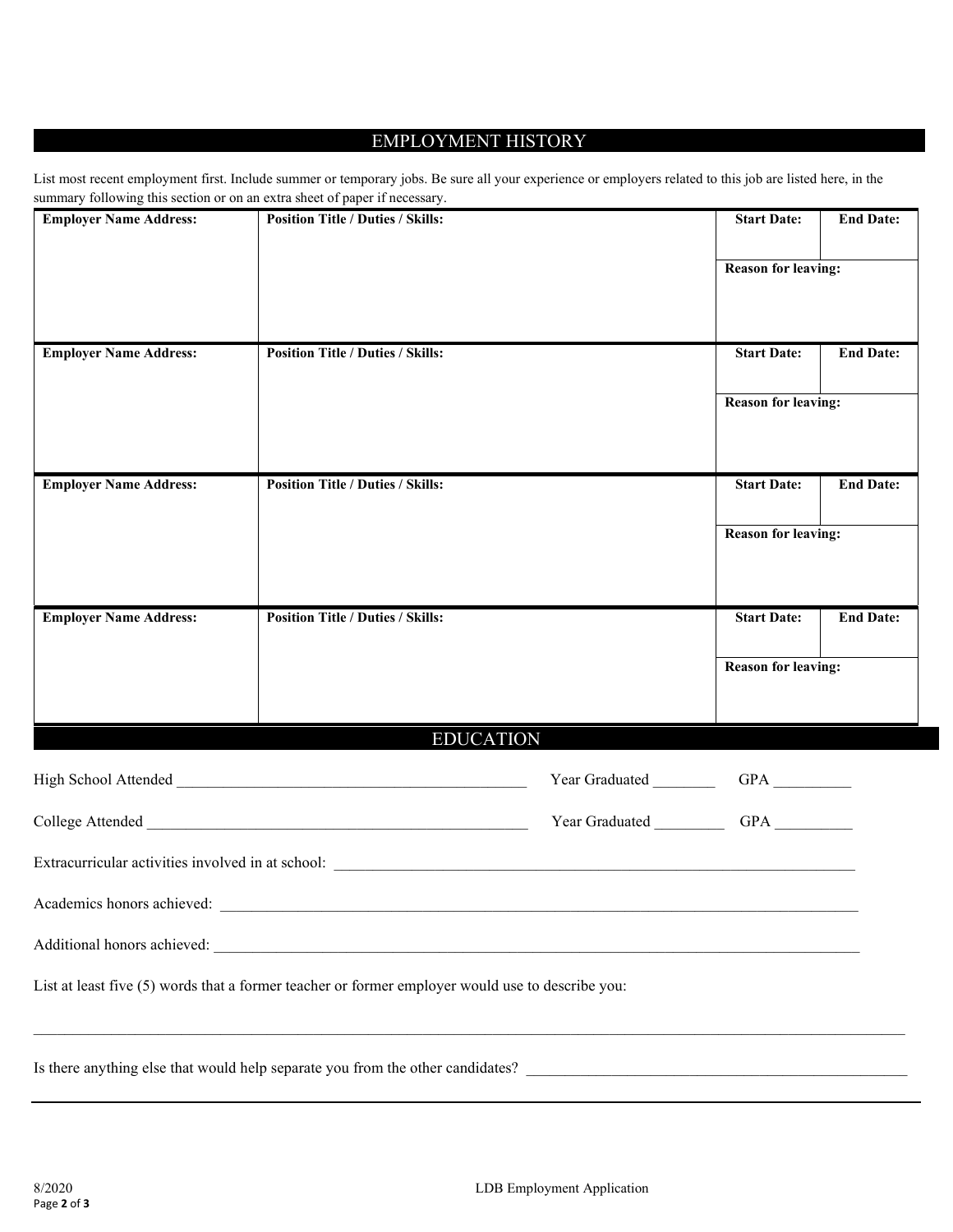## EMPLOYMENT HISTORY

List most recent employment first. Include summer or temporary jobs. Be sure all your experience or employers related to this job are listed here, in the summary following this section or on an extra sheet of paper if necessary.

| **Employer Name Address:** | **Position Title / Duties / Skills:** | **Start Date:** | **End Date:** |
|---|---|---|---|
| | | **Reason for leaving:** | |
| **Employer Name Address:** | **Position Title / Duties / Skills:** | **Start Date:** | **End Date:** |
| | | **Reason for leaving:** | |
| **Employer Name Address:** | **Position Title / Duties / Skills:** | **Start Date:** | **End Date:** |
| | | **Reason for leaving:** | |
| **Employer Name Address:** | **Position Title / Duties / Skills:** | **Start Date:** | **End Date:** |
| | | **Reason for leaving:** | |

## EDUCATION

High School Attended ______________________________________________ Year Graduated ________ GPA __________

College Attended ___________________________________________________ Year Graduated _________ GPA __________

Extracurricular activities involved in at school: ______________________________________________________________________

Academics honors achieved: _______________________________________________________________________________________

Additional honors achieved: _______________________________________________________________________________________

List at least five (5) words that a former teacher or former employer would use to describe you:

_____________________________________________________________________________________________________________

Is there anything else that would help separate you from the other candidates? ____________________________________________________

8/2020

LDB Employment Application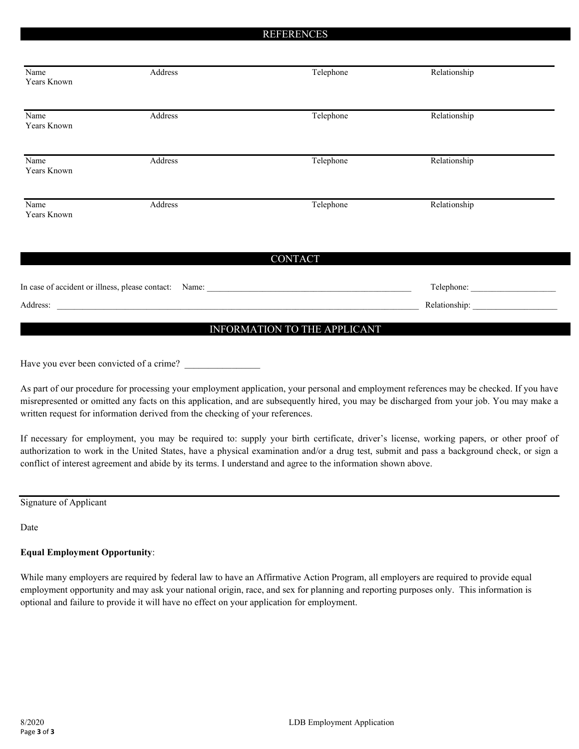## REFERENCES

| Name | Address | Telephone | Relationship |
|---|---|---|---|
| Years Known | | | |
| | | | |
| Name | Address | Telephone | Relationship |
| Years Known | | | |
| | | | |
| Name | Address | Telephone | Relationship |
| Years Known | | | |
| | | | |
| Name | Address | Telephone | Relationship |
| Years Known | | | |

## CONTACT

In case of accident or illness, please contact: Name: ________________________________________________ Telephone: ____________________

Address: ________________________________________________________________________________________ Relationship: ____________________

## INFORMATION TO THE APPLICANT

Have you ever been convicted of a crime? ________________

As part of our procedure for processing your employment application, your personal and employment references may be checked. If you have misrepresented or omitted any facts on this application, and are subsequently hired, you may be discharged from your job. You may make a written request for information derived from the checking of your references.

If necessary for employment, you may be required to: supply your birth certificate, driver's license, working papers, or other proof of authorization to work in the United States, have a physical examination and/or a drug test, submit and pass a background check, or sign a conflict of interest agreement and abide by its terms. I understand and agree to the information shown above.

Signature of Applicant

Date

**Equal Employment Opportunity**:

While many employers are required by federal law to have an Affirmative Action Program, all employers are required to provide equal employment opportunity and may ask your national origin, race, and sex for planning and reporting purposes only. This information is optional and failure to provide it will have no effect on your application for employment.